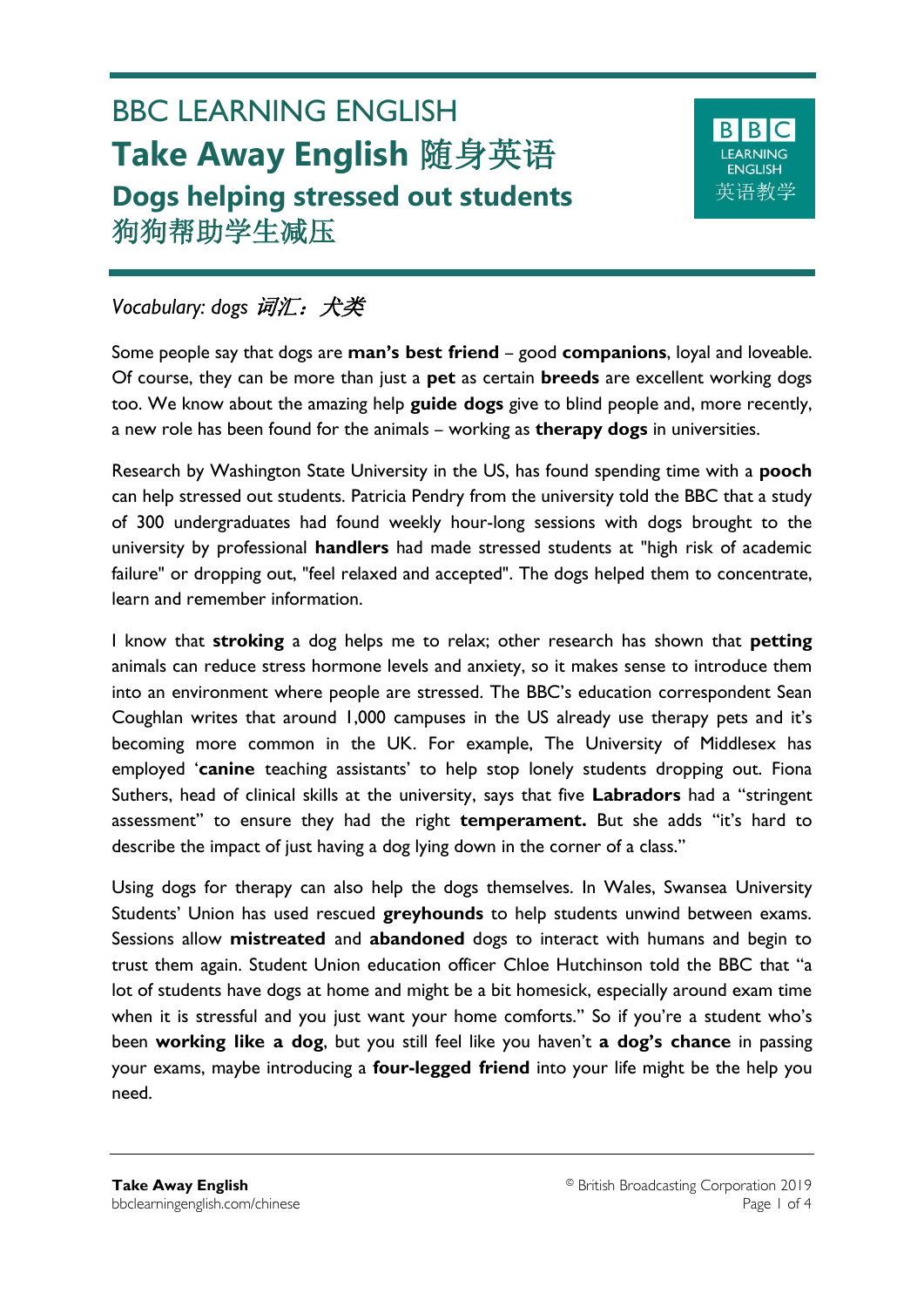# BBC LEARNING ENGLISH

## Take Away English 随身英语

### Dogs helping stressed out students
### 狗狗帮助学生减压

*Vocabulary: dogs 词汇：犬类*

Some people say that dogs are **man's best friend** – good **companions**, loyal and loveable. Of course, they can be more than just a **pet** as certain **breeds** are excellent working dogs too. We know about the amazing help **guide dogs** give to blind people and, more recently, a new role has been found for the animals – working as **therapy dogs** in universities.

Research by Washington State University in the US, has found spending time with a **pooch** can help stressed out students. Patricia Pendry from the university told the BBC that a study of 300 undergraduates had found weekly hour-long sessions with dogs brought to the university by professional **handlers** had made stressed students at "high risk of academic failure" or dropping out, "feel relaxed and accepted". The dogs helped them to concentrate, learn and remember information.

I know that **stroking** a dog helps me to relax; other research has shown that **petting** animals can reduce stress hormone levels and anxiety, so it makes sense to introduce them into an environment where people are stressed. The BBC's education correspondent Sean Coughlan writes that around 1,000 campuses in the US already use therapy pets and it's becoming more common in the UK. For example, The University of Middlesex has employed '**canine** teaching assistants' to help stop lonely students dropping out. Fiona Suthers, head of clinical skills at the university, says that five **Labradors** had a "stringent assessment" to ensure they had the right **temperament.** But she adds "it's hard to describe the impact of just having a dog lying down in the corner of a class."

Using dogs for therapy can also help the dogs themselves. In Wales, Swansea University Students' Union has used rescued **greyhounds** to help students unwind between exams. Sessions allow **mistreated** and **abandoned** dogs to interact with humans and begin to trust them again. Student Union education officer Chloe Hutchinson told the BBC that "a lot of students have dogs at home and might be a bit homesick, especially around exam time when it is stressful and you just want your home comforts." So if you're a student who's been **working like a dog**, but you still feel like you haven't **a dog's chance** in passing your exams, maybe introducing a **four-legged friend** into your life might be the help you need.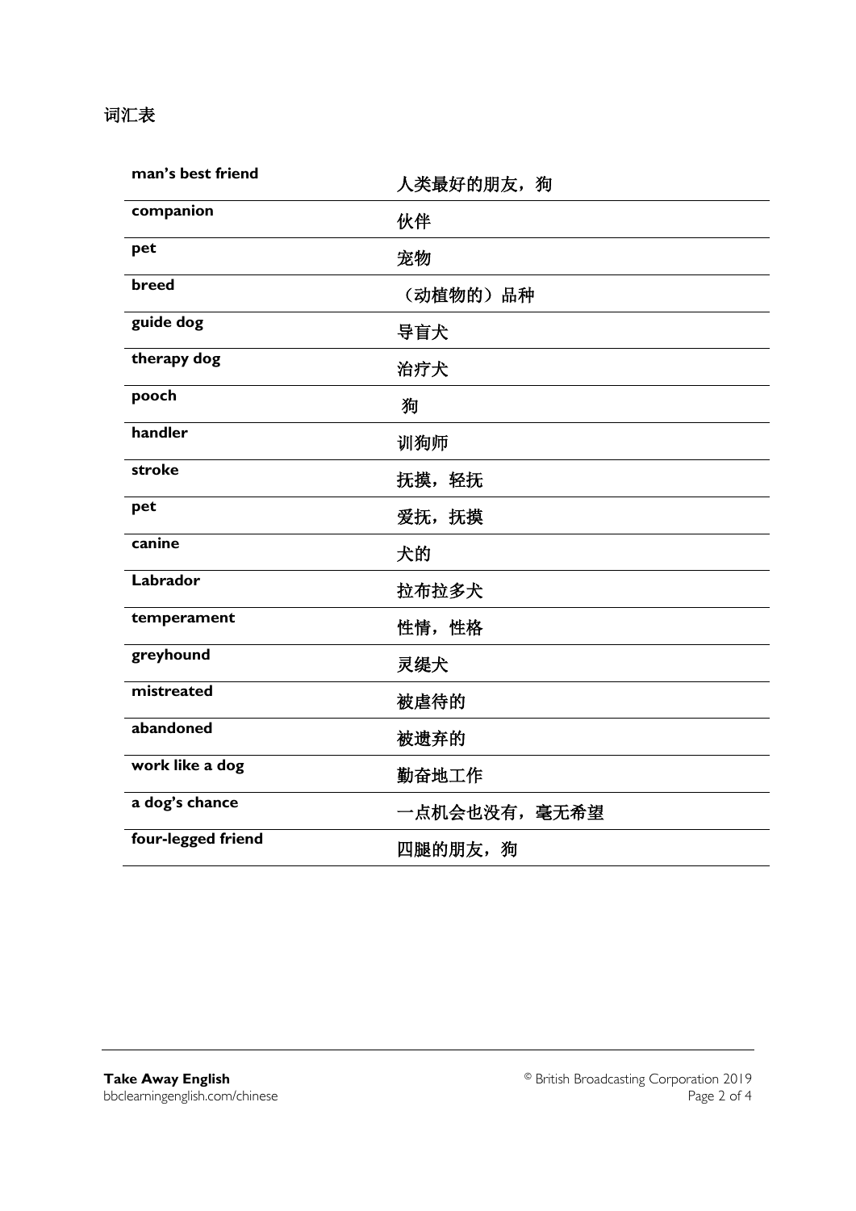## 词汇表

| | |
|---|---|
| **man's best friend** | 人类最好的朋友，狗 |
| **companion** | 伙伴 |
| **pet** | 宠物 |
| **breed** | （动植物的）品种 |
| **guide dog** | 导盲犬 |
| **therapy dog** | 治疗犬 |
| **pooch** | 狗 |
| **handler** | 训狗师 |
| **stroke** | 抚摸，轻抚 |
| **pet** | 爱抚，抚摸 |
| **canine** | 犬的 |
| **Labrador** | 拉布拉多犬 |
| **temperament** | 性情，性格 |
| **greyhound** | 灵缇犬 |
| **mistreated** | 被虐待的 |
| **abandoned** | 被遗弃的 |
| **work like a dog** | 勤奋地工作 |
| **a dog's chance** | 一点机会也没有，毫无希望 |
| **four-legged friend** | 四腿的朋友，狗 |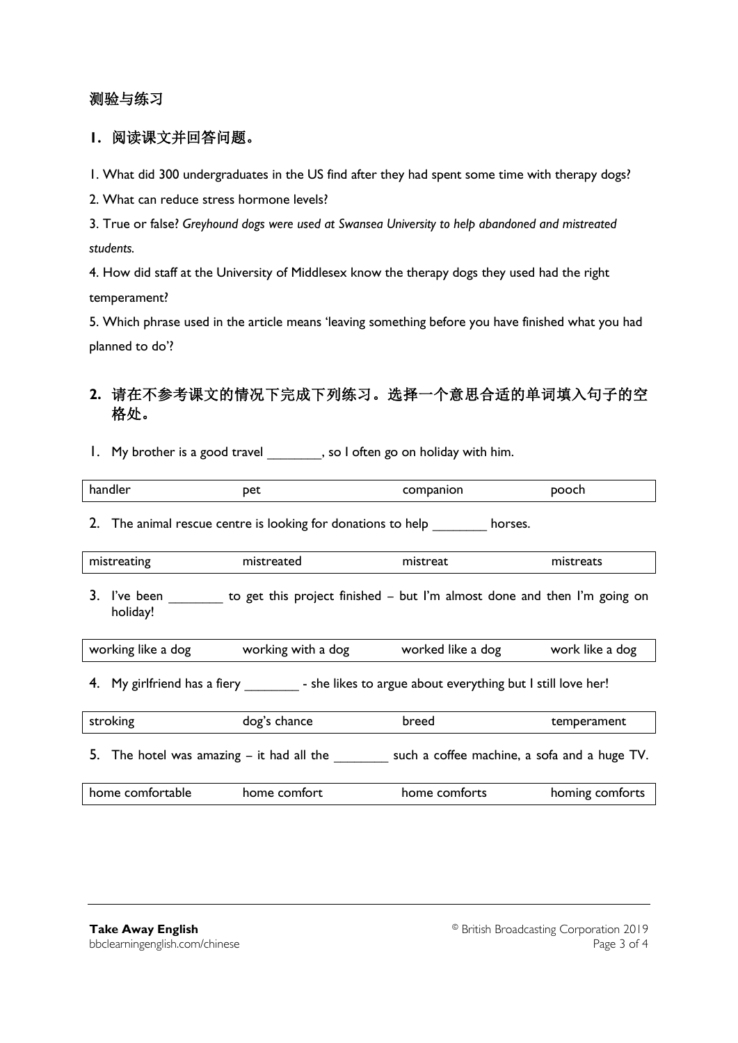## 测验与练习

### 1. 阅读课文并回答问题。

1. What did 300 undergraduates in the US find after they had spent some time with therapy dogs?

2. What can reduce stress hormone levels?

3. True or false? *Greyhound dogs were used at Swansea University to help abandoned and mistreated students.*

4. How did staff at the University of Middlesex know the therapy dogs they used had the right temperament?

5. Which phrase used in the article means 'leaving something before you have finished what you had planned to do'?

### 2. 请在不参考课文的情况下完成下列练习。选择一个意思合适的单词填入句子的空格处。

1. My brother is a good travel ________, so I often go on holiday with him.

| handler | pet | companion | pooch |
|---|---|---|---|

2. The animal rescue centre is looking for donations to help ________ horses.

| mistreating | mistreated | mistreat | mistreats |
|---|---|---|---|

3. I've been ________ to get this project finished – but I'm almost done and then I'm going on holiday!

| working like a dog | working with a dog | worked like a dog | work like a dog |
|---|---|---|---|

4. My girlfriend has a fiery ________ - she likes to argue about everything but I still love her!

| stroking | dog's chance | breed | temperament |
|---|---|---|---|

5. The hotel was amazing – it had all the ________ such a coffee machine, a sofa and a huge TV.

| home comfortable | home comfort | home comforts | homing comforts |
|---|---|---|---|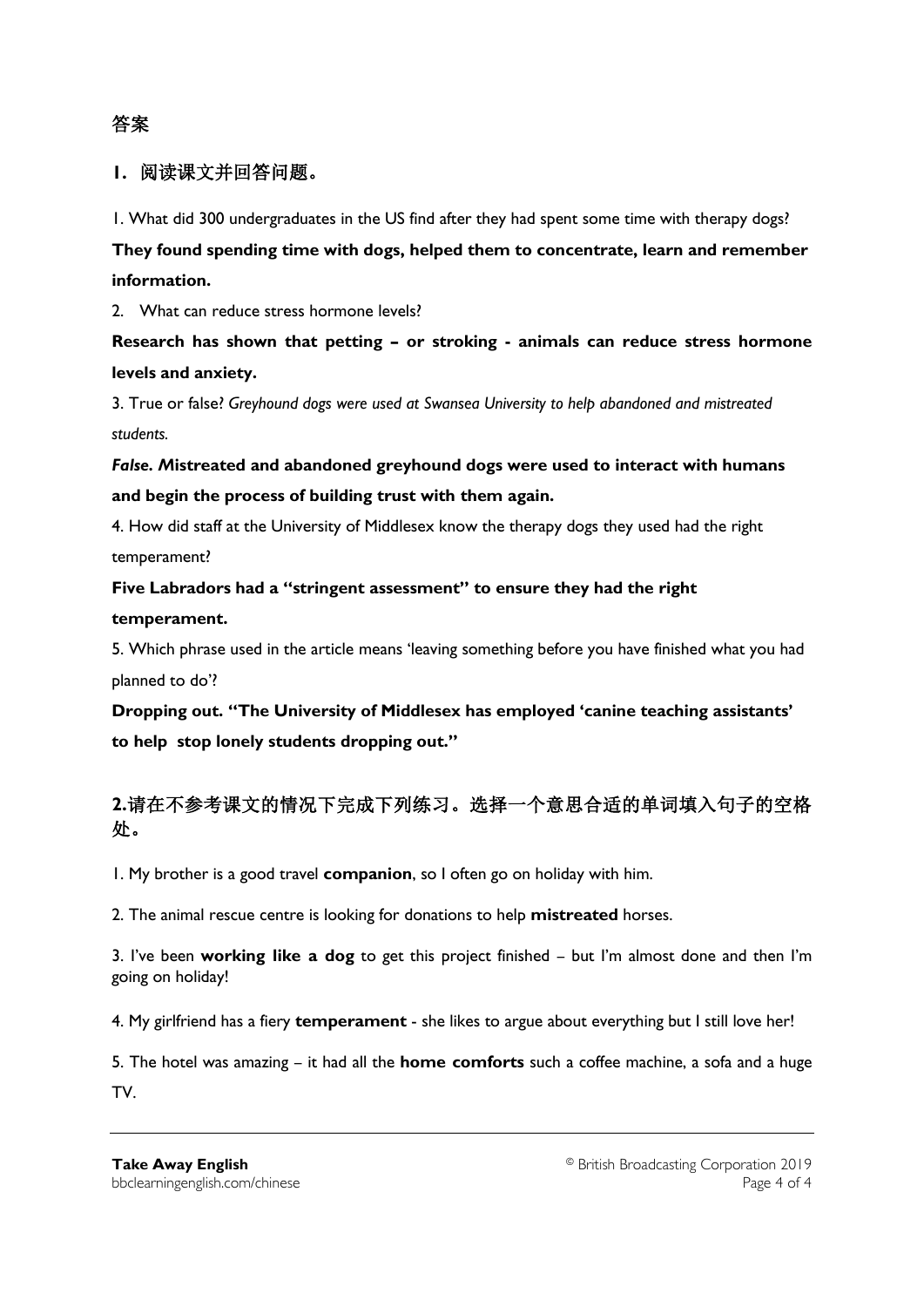## 答案

### 1. 阅读课文并回答问题。

1. What did 300 undergraduates in the US find after they had spent some time with therapy dogs?

**They found spending time with dogs, helped them to concentrate, learn and remember information.**

2. What can reduce stress hormone levels?

**Research has shown that petting – or stroking - animals can reduce stress hormone levels and anxiety.**

3. True or false? *Greyhound dogs were used at Swansea University to help abandoned and mistreated students.*

***False*. Mistreated and abandoned greyhound dogs were used to interact with humans and begin the process of building trust with them again.**

4. How did staff at the University of Middlesex know the therapy dogs they used had the right temperament?

**Five Labradors had a "stringent assessment" to ensure they had the right temperament.**

5. Which phrase used in the article means 'leaving something before you have finished what you had planned to do'?

**Dropping out. "The University of Middlesex has employed 'canine teaching assistants' to help stop lonely students dropping out."**

### 2.请在不参考课文的情况下完成下列练习。选择一个意思合适的单词填入句子的空格处。

1. My brother is a good travel **companion**, so I often go on holiday with him.

2. The animal rescue centre is looking for donations to help **mistreated** horses.

3. I've been **working like a dog** to get this project finished – but I'm almost done and then I'm going on holiday!

4. My girlfriend has a fiery **temperament** - she likes to argue about everything but I still love her!

5. The hotel was amazing – it had all the **home comforts** such a coffee machine, a sofa and a huge TV.